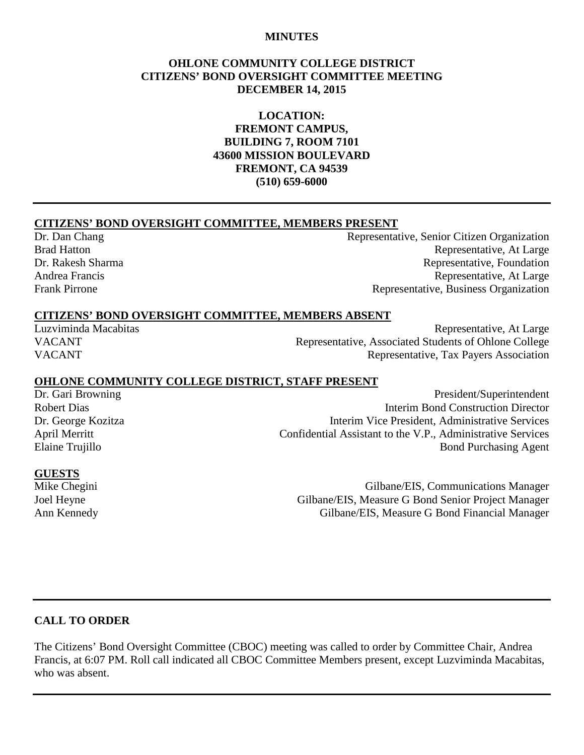**MINUTES**

**OHLONE COMMUNITY COLLEGE DISTRICT**
**CITIZENS' BOND OVERSIGHT COMMITTEE MEETING**
**DECEMBER 14, 2015**

**LOCATION:**
**FREMONT CAMPUS,**
**BUILDING 7, ROOM 7101**
**43600 MISSION BOULEVARD**
**FREMONT, CA 94539**
**(510) 659-6000**

---

## CITIZENS' BOND OVERSIGHT COMMITTEE, MEMBERS PRESENT

| | |
|---|---|
| Dr. Dan Chang | Representative, Senior Citizen Organization |
| Brad Hatton | Representative, At Large |
| Dr. Rakesh Sharma | Representative, Foundation |
| Andrea Francis | Representative, At Large |
| Frank Pirrone | Representative, Business Organization |

## CITIZENS' BOND OVERSIGHT COMMITTEE, MEMBERS ABSENT

| | |
|---|---|
| Luzviminda Macabitas | Representative, At Large |
| VACANT | Representative, Associated Students of Ohlone College |
| VACANT | Representative, Tax Payers Association |

## OHLONE COMMUNITY COLLEGE DISTRICT, STAFF PRESENT

| | |
|---|---|
| Dr. Gari Browning | President/Superintendent |
| Robert Dias | Interim Bond Construction Director |
| Dr. George Kozitza | Interim Vice President, Administrative Services |
| April Merritt | Confidential Assistant to the V.P., Administrative Services |
| Elaine Trujillo | Bond Purchasing Agent |

## GUESTS

| | |
|---|---|
| Mike Chegini | Gilbane/EIS, Communications Manager |
| Joel Heyne | Gilbane/EIS, Measure G Bond Senior Project Manager |
| Ann Kennedy | Gilbane/EIS, Measure G Bond Financial Manager |

---

## CALL TO ORDER

The Citizens' Bond Oversight Committee (CBOC) meeting was called to order by Committee Chair, Andrea Francis, at 6:07 PM. Roll call indicated all CBOC Committee Members present, except Luzviminda Macabitas, who was absent.

---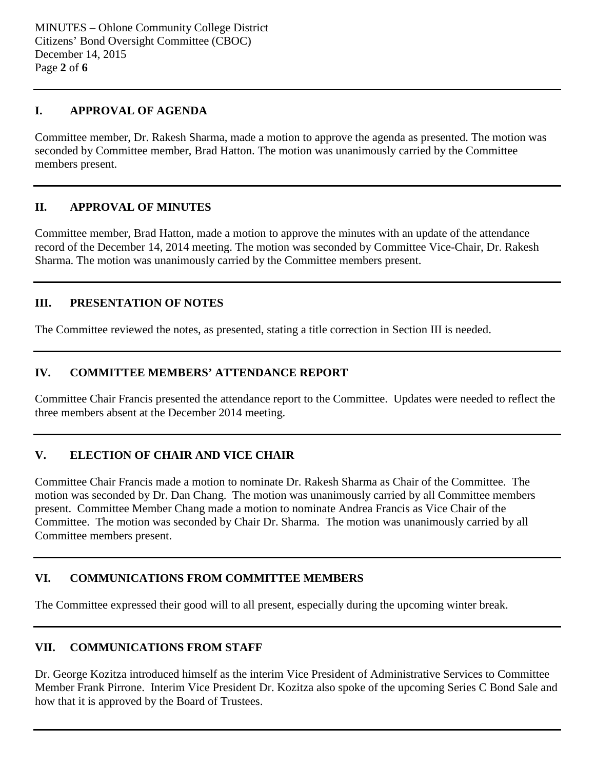## I. APPROVAL OF AGENDA

Committee member, Dr. Rakesh Sharma, made a motion to approve the agenda as presented. The motion was seconded by Committee member, Brad Hatton. The motion was unanimously carried by the Committee members present.

---

## II. APPROVAL OF MINUTES

Committee member, Brad Hatton, made a motion to approve the minutes with an update of the attendance record of the December 14, 2014 meeting. The motion was seconded by Committee Vice-Chair, Dr. Rakesh Sharma. The motion was unanimously carried by the Committee members present.

---

## III. PRESENTATION OF NOTES

The Committee reviewed the notes, as presented, stating a title correction in Section III is needed.

---

## IV. COMMITTEE MEMBERS' ATTENDANCE REPORT

Committee Chair Francis presented the attendance report to the Committee. Updates were needed to reflect the three members absent at the December 2014 meeting.

---

## V. ELECTION OF CHAIR AND VICE CHAIR

Committee Chair Francis made a motion to nominate Dr. Rakesh Sharma as Chair of the Committee. The motion was seconded by Dr. Dan Chang. The motion was unanimously carried by all Committee members present. Committee Member Chang made a motion to nominate Andrea Francis as Vice Chair of the Committee. The motion was seconded by Chair Dr. Sharma. The motion was unanimously carried by all Committee members present.

---

## VI. COMMUNICATIONS FROM COMMITTEE MEMBERS

The Committee expressed their good will to all present, especially during the upcoming winter break.

---

## VII. COMMUNICATIONS FROM STAFF

Dr. George Kozitza introduced himself as the interim Vice President of Administrative Services to Committee Member Frank Pirrone. Interim Vice President Dr. Kozitza also spoke of the upcoming Series C Bond Sale and how that it is approved by the Board of Trustees.

---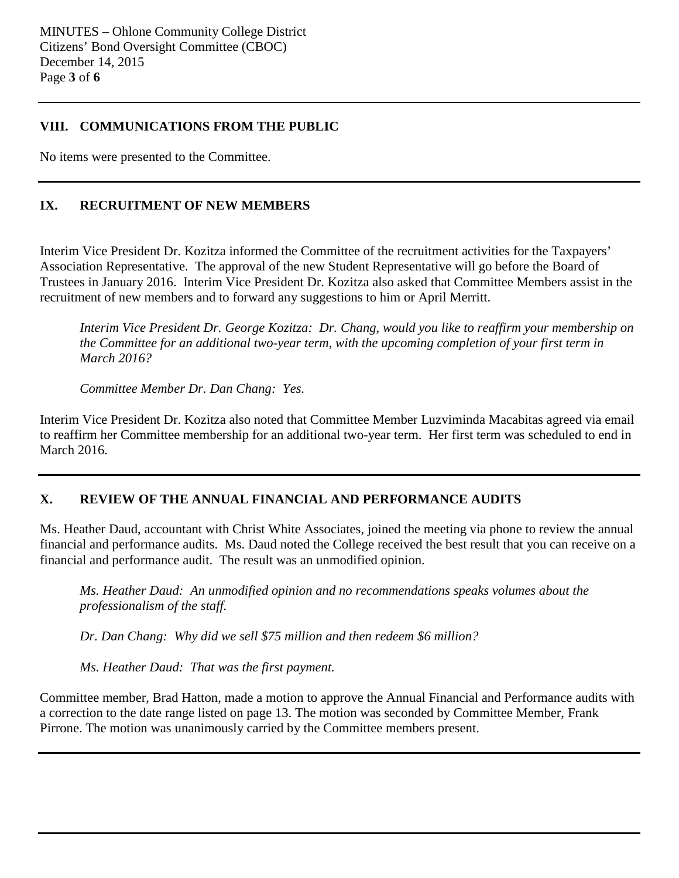## VIII. COMMUNICATIONS FROM THE PUBLIC

No items were presented to the Committee.

## IX. RECRUITMENT OF NEW MEMBERS

Interim Vice President Dr. Kozitza informed the Committee of the recruitment activities for the Taxpayers' Association Representative. The approval of the new Student Representative will go before the Board of Trustees in January 2016. Interim Vice President Dr. Kozitza also asked that Committee Members assist in the recruitment of new members and to forward any suggestions to him or April Merritt.

> *Interim Vice President Dr. George Kozitza: Dr. Chang, would you like to reaffirm your membership on the Committee for an additional two-year term, with the upcoming completion of your first term in March 2016?*
>
> *Committee Member Dr. Dan Chang: Yes.*

Interim Vice President Dr. Kozitza also noted that Committee Member Luzviminda Macabitas agreed via email to reaffirm her Committee membership for an additional two-year term. Her first term was scheduled to end in March 2016.

## X. REVIEW OF THE ANNUAL FINANCIAL AND PERFORMANCE AUDITS

Ms. Heather Daud, accountant with Christ White Associates, joined the meeting via phone to review the annual financial and performance audits. Ms. Daud noted the College received the best result that you can receive on a financial and performance audit. The result was an unmodified opinion.

> *Ms. Heather Daud: An unmodified opinion and no recommendations speaks volumes about the professionalism of the staff.*
>
> *Dr. Dan Chang: Why did we sell $75 million and then redeem $6 million?*
>
> *Ms. Heather Daud: That was the first payment.*

Committee member, Brad Hatton, made a motion to approve the Annual Financial and Performance audits with a correction to the date range listed on page 13. The motion was seconded by Committee Member, Frank Pirrone. The motion was unanimously carried by the Committee members present.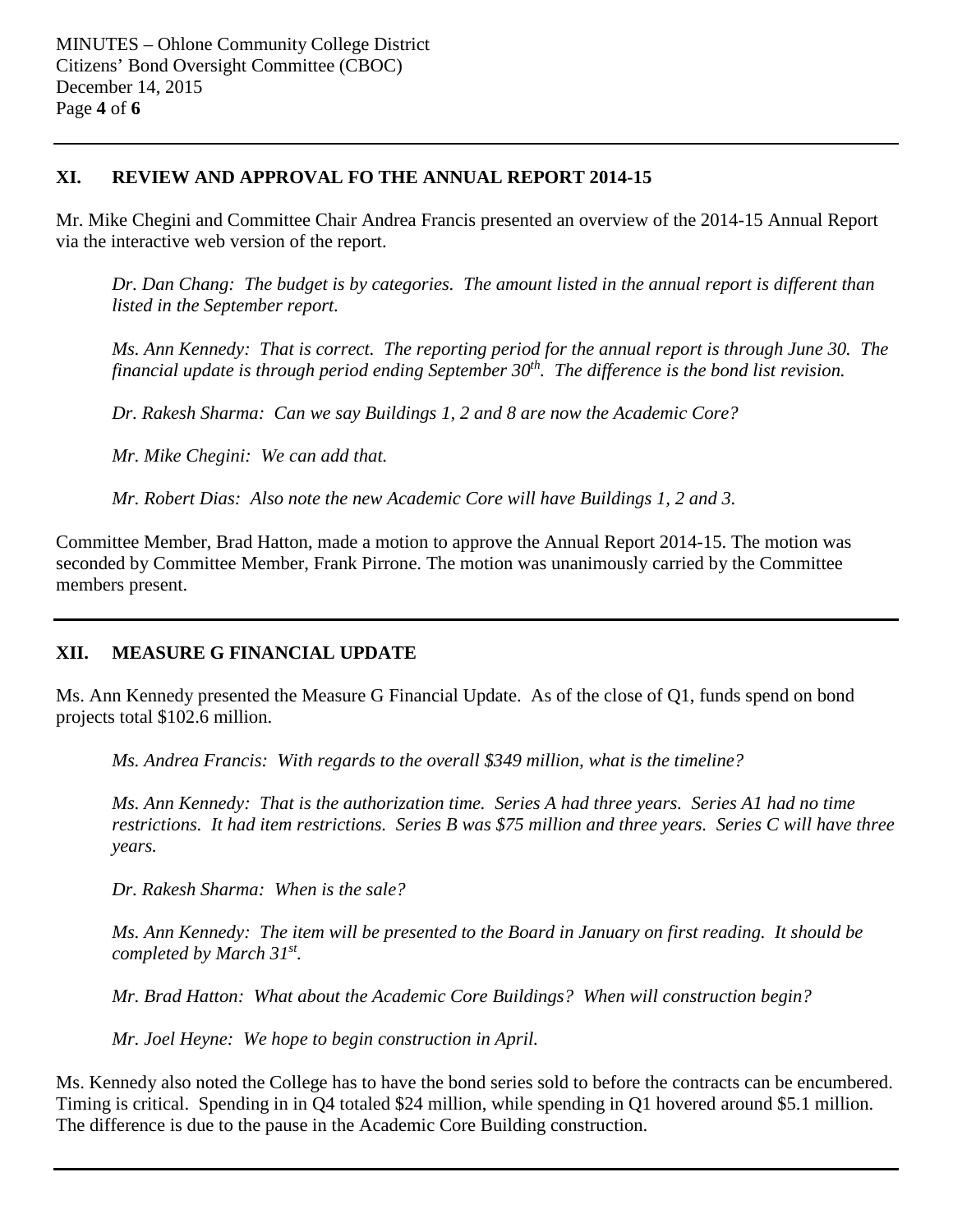## XI. REVIEW AND APPROVAL FO THE ANNUAL REPORT 2014-15

Mr. Mike Chegini and Committee Chair Andrea Francis presented an overview of the 2014-15 Annual Report via the interactive web version of the report.

*Dr. Dan Chang: The budget is by categories. The amount listed in the annual report is different than listed in the September report.*

*Ms. Ann Kennedy: That is correct. The reporting period for the annual report is through June 30. The financial update is through period ending September 30th. The difference is the bond list revision.*

*Dr. Rakesh Sharma: Can we say Buildings 1, 2 and 8 are now the Academic Core?*

*Mr. Mike Chegini: We can add that.*

*Mr. Robert Dias: Also note the new Academic Core will have Buildings 1, 2 and 3.*

Committee Member, Brad Hatton, made a motion to approve the Annual Report 2014-15. The motion was seconded by Committee Member, Frank Pirrone. The motion was unanimously carried by the Committee members present.

## XII. MEASURE G FINANCIAL UPDATE

Ms. Ann Kennedy presented the Measure G Financial Update. As of the close of Q1, funds spend on bond projects total $102.6 million.

*Ms. Andrea Francis: With regards to the overall $349 million, what is the timeline?*

*Ms. Ann Kennedy: That is the authorization time. Series A had three years. Series A1 had no time restrictions. It had item restrictions. Series B was $75 million and three years. Series C will have three years.*

*Dr. Rakesh Sharma: When is the sale?*

*Ms. Ann Kennedy: The item will be presented to the Board in January on first reading. It should be completed by March 31st.*

*Mr. Brad Hatton: What about the Academic Core Buildings? When will construction begin?*

*Mr. Joel Heyne: We hope to begin construction in April.*

Ms. Kennedy also noted the College has to have the bond series sold to before the contracts can be encumbered. Timing is critical. Spending in in Q4 totaled $24 million, while spending in Q1 hovered around $5.1 million. The difference is due to the pause in the Academic Core Building construction.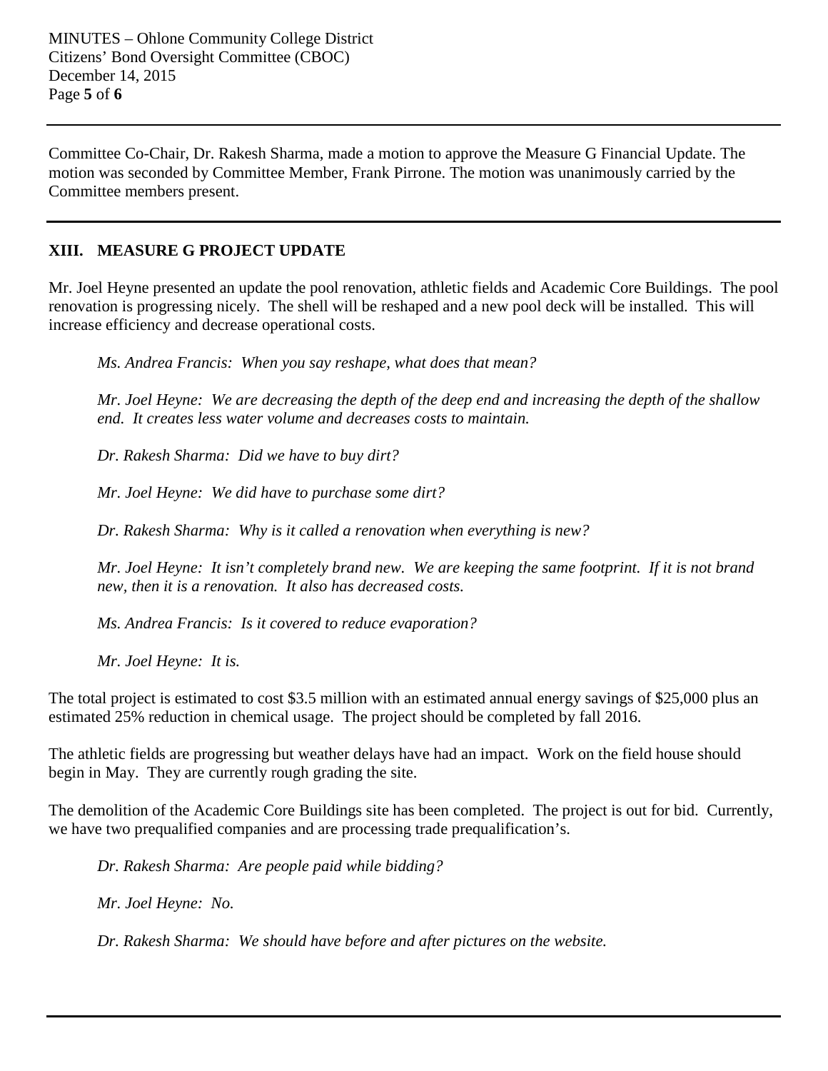Committee Co-Chair, Dr. Rakesh Sharma, made a motion to approve the Measure G Financial Update. The motion was seconded by Committee Member, Frank Pirrone. The motion was unanimously carried by the Committee members present.

---

## XIII. MEASURE G PROJECT UPDATE

Mr. Joel Heyne presented an update the pool renovation, athletic fields and Academic Core Buildings. The pool renovation is progressing nicely. The shell will be reshaped and a new pool deck will be installed. This will increase efficiency and decrease operational costs.

> *Ms. Andrea Francis: When you say reshape, what does that mean?*
>
> *Mr. Joel Heyne: We are decreasing the depth of the deep end and increasing the depth of the shallow end. It creates less water volume and decreases costs to maintain.*
>
> *Dr. Rakesh Sharma: Did we have to buy dirt?*
>
> *Mr. Joel Heyne: We did have to purchase some dirt?*
>
> *Dr. Rakesh Sharma: Why is it called a renovation when everything is new?*
>
> *Mr. Joel Heyne: It isn't completely brand new. We are keeping the same footprint. If it is not brand new, then it is a renovation. It also has decreased costs.*
>
> *Ms. Andrea Francis: Is it covered to reduce evaporation?*
>
> *Mr. Joel Heyne: It is.*

The total project is estimated to cost $3.5 million with an estimated annual energy savings of $25,000 plus an estimated 25% reduction in chemical usage. The project should be completed by fall 2016.

The athletic fields are progressing but weather delays have had an impact. Work on the field house should begin in May. They are currently rough grading the site.

The demolition of the Academic Core Buildings site has been completed. The project is out for bid. Currently, we have two prequalified companies and are processing trade prequalification's.

> *Dr. Rakesh Sharma: Are people paid while bidding?*
>
> *Mr. Joel Heyne: No.*
>
> *Dr. Rakesh Sharma: We should have before and after pictures on the website.*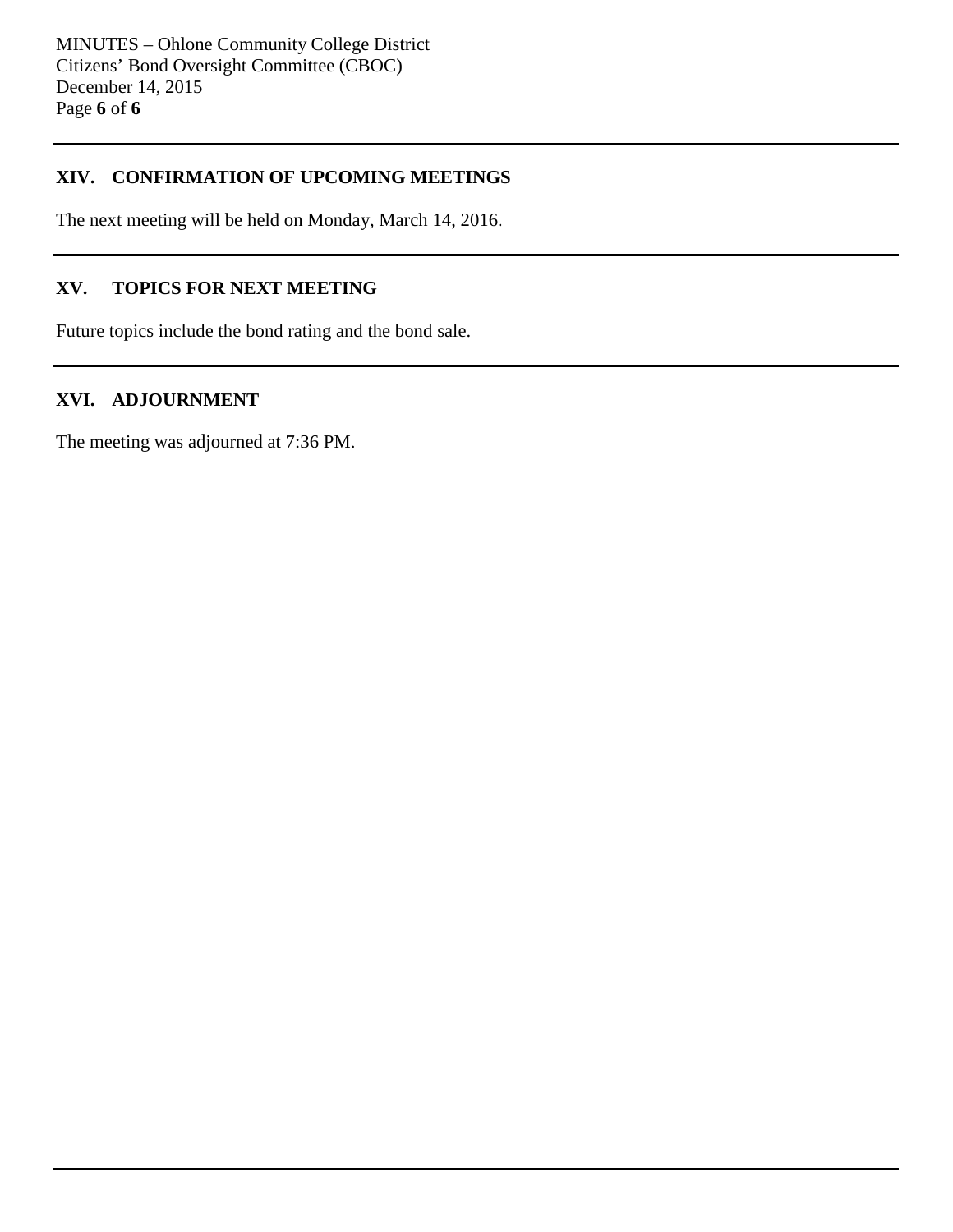## XIV. CONFIRMATION OF UPCOMING MEETINGS

The next meeting will be held on Monday, March 14, 2016.

## XV. TOPICS FOR NEXT MEETING

Future topics include the bond rating and the bond sale.

## XVI. ADJOURNMENT

The meeting was adjourned at 7:36 PM.